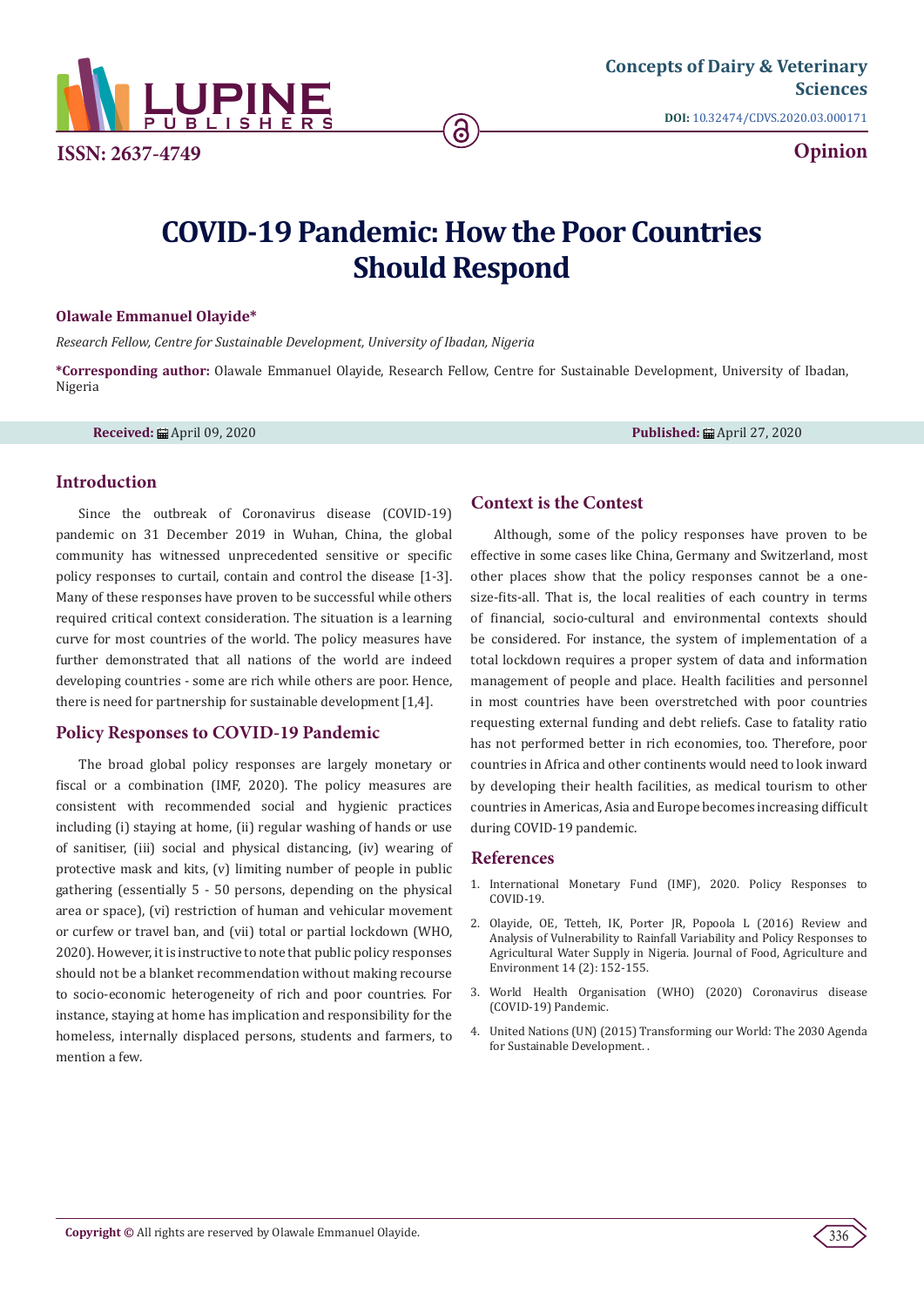Concepts of Dairy & Veterinary Sciences

DOI: 10.32474/CDVS.2020.03.000171

ISSN: 2637-4749

Opinion

# COVID-19 Pandemic: How the Poor Countries Should Respond

**Olawale Emmanuel Olayide***

*Research Fellow, Centre for Sustainable Development, University of Ibadan, Nigeria*

**\*Corresponding author:** Olawale Emmanuel Olayide, Research Fellow, Centre for Sustainable Development, University of Ibadan, Nigeria

**Received:** April 09, 2020 **Published:** April 27, 2020

## Introduction

Since the outbreak of Coronavirus disease (COVID-19) pandemic on 31 December 2019 in Wuhan, China, the global community has witnessed unprecedented sensitive or specific policy responses to curtail, contain and control the disease [1-3]. Many of these responses have proven to be successful while others required critical context consideration. The situation is a learning curve for most countries of the world. The policy measures have further demonstrated that all nations of the world are indeed developing countries - some are rich while others are poor. Hence, there is need for partnership for sustainable development [1,4].

## Policy Responses to COVID-19 Pandemic

The broad global policy responses are largely monetary or fiscal or a combination (IMF, 2020). The policy measures are consistent with recommended social and hygienic practices including (i) staying at home, (ii) regular washing of hands or use of sanitiser, (iii) social and physical distancing, (iv) wearing of protective mask and kits, (v) limiting number of people in public gathering (essentially 5 - 50 persons, depending on the physical area or space), (vi) restriction of human and vehicular movement or curfew or travel ban, and (vii) total or partial lockdown (WHO, 2020). However, it is instructive to note that public policy responses should not be a blanket recommendation without making recourse to socio-economic heterogeneity of rich and poor countries. For instance, staying at home has implication and responsibility for the homeless, internally displaced persons, students and farmers, to mention a few.

## Context is the Contest

Although, some of the policy responses have proven to be effective in some cases like China, Germany and Switzerland, most other places show that the policy responses cannot be a one-size-fits-all. That is, the local realities of each country in terms of financial, socio-cultural and environmental contexts should be considered. For instance, the system of implementation of a total lockdown requires a proper system of data and information management of people and place. Health facilities and personnel in most countries have been overstretched with poor countries requesting external funding and debt reliefs. Case to fatality ratio has not performed better in rich economies, too. Therefore, poor countries in Africa and other continents would need to look inward by developing their health facilities, as medical tourism to other countries in Americas, Asia and Europe becomes increasing difficult during COVID-19 pandemic.

## References

1. International Monetary Fund (IMF), 2020. Policy Responses to COVID-19.
2. Olayide, OE, Tetteh, IK, Porter JR, Popoola L (2016) Review and Analysis of Vulnerability to Rainfall Variability and Policy Responses to Agricultural Water Supply in Nigeria. Journal of Food, Agriculture and Environment 14 (2): 152-155.
3. World Health Organisation (WHO) (2020) Coronavirus disease (COVID-19) Pandemic.
4. United Nations (UN) (2015) Transforming our World: The 2030 Agenda for Sustainable Development. .

**Copyright ©** All rights are reserved by Olawale Emmanuel Olayide.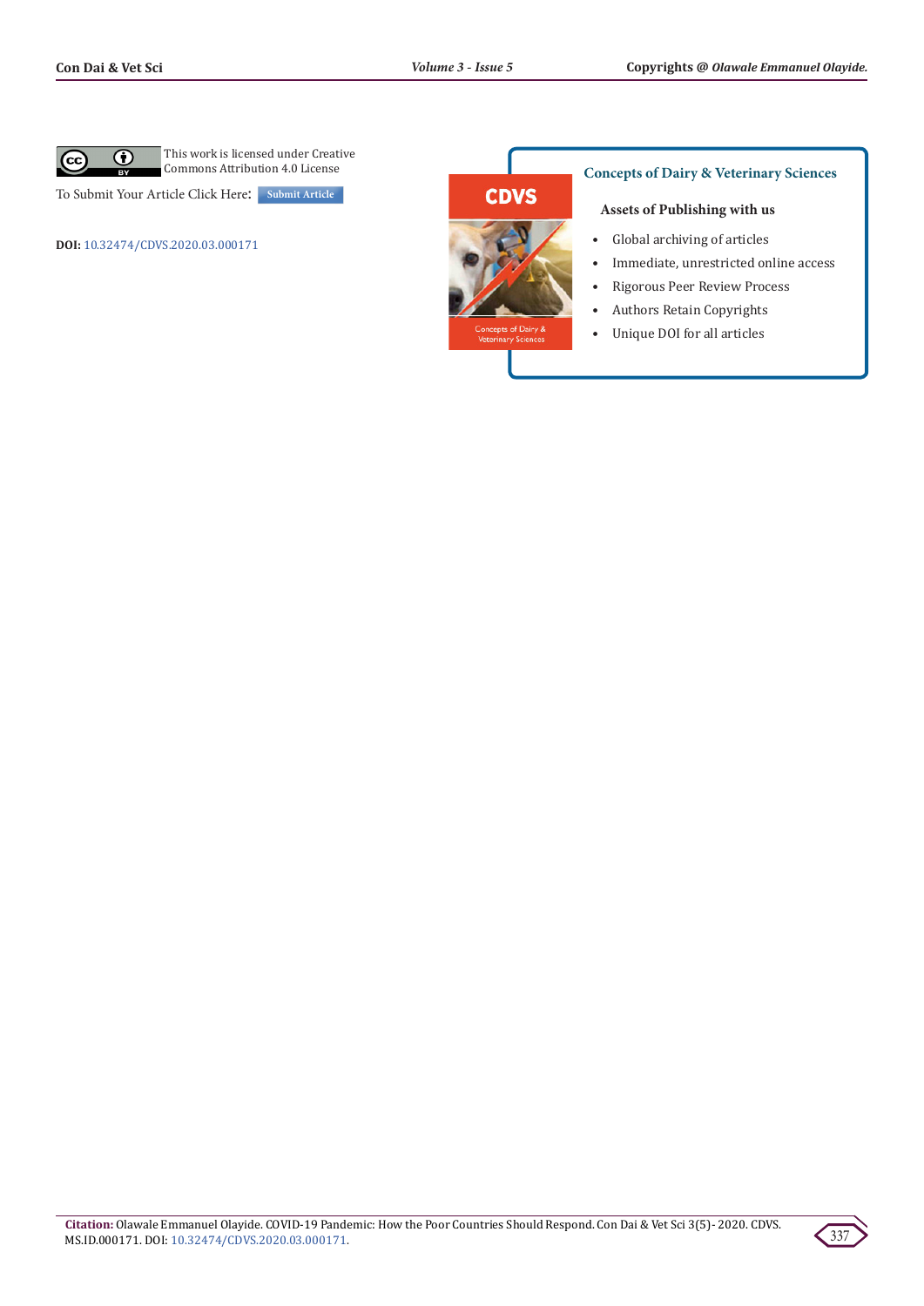This work is licensed under Creative Commons Attribution 4.0 License

To Submit Your Article Click Here: Submit Article

**DOI:** 10.32474/CDVS.2020.03.000171

CDVS

Concepts of Dairy & Veterinary Sciences

### Concepts of Dairy & Veterinary Sciences

**Assets of Publishing with us**

- Global archiving of articles
- Immediate, unrestricted online access
- Rigorous Peer Review Process
- Authors Retain Copyrights
- Unique DOI for all articles

**Citation:** Olawale Emmanuel Olayide. COVID-19 Pandemic: How the Poor Countries Should Respond. Con Dai & Vet Sci 3(5)- 2020. CDVS. MS.ID.000171. DOI: 10.32474/CDVS.2020.03.000171.